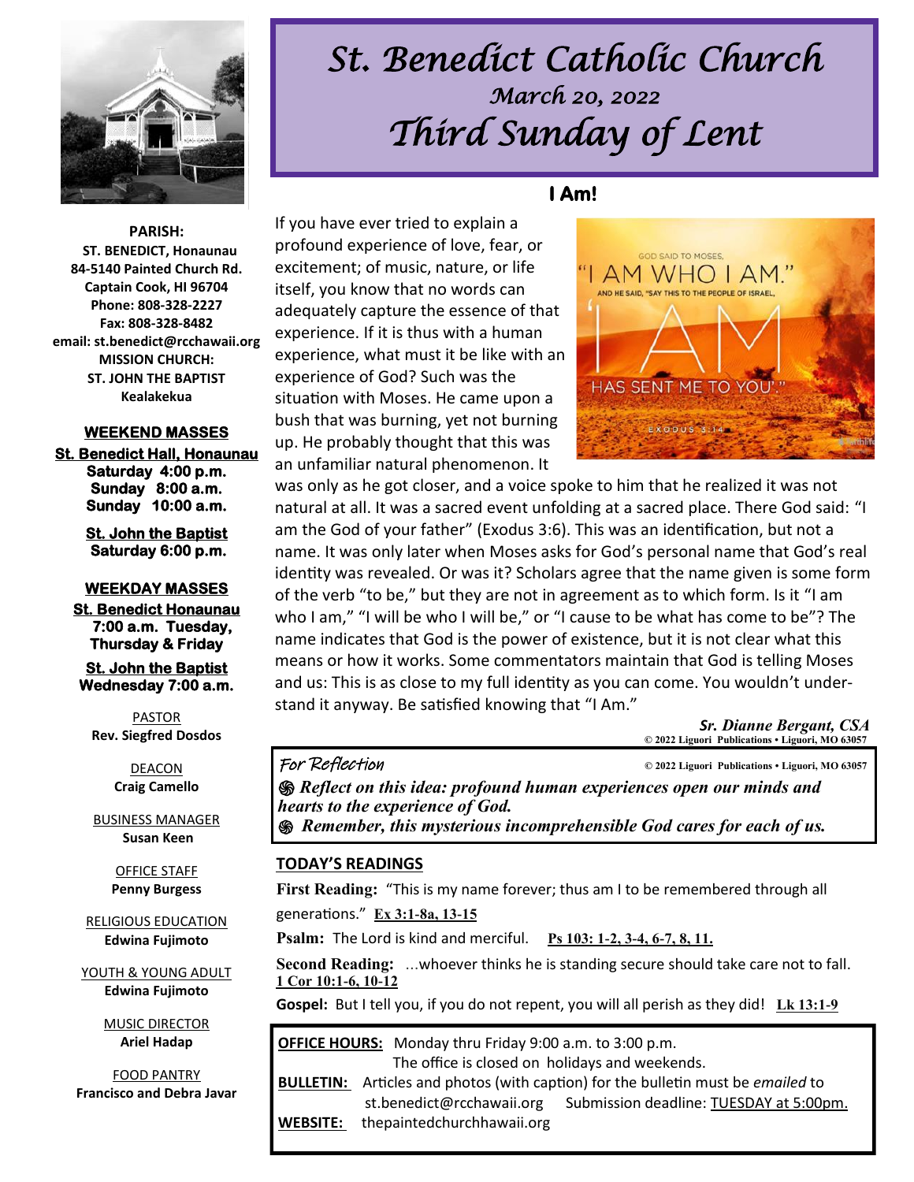# St. Benedict Catholic Church

## March 20, 2022

# Third Sunday of Lent

**PARISH:**
**ST. BENEDICT, Honaunau**
**84-5140 Painted Church Rd.**
**Captain Cook, HI 96704**
**Phone: 808-328-2227**
**Fax: 808-328-8482**
**email: st.benedict@rcchawaii.org**
**MISSION CHURCH:**
**ST. JOHN THE BAPTIST**
**Kealakekua**

**WEEKEND MASSES**

**St. Benedict Hall, Honaunau**
**Saturday 4:00 p.m.**
**Sunday 8:00 a.m.**
**Sunday 10:00 a.m.**

**St. John the Baptist**
**Saturday 6:00 p.m.**

**WEEKDAY MASSES**

**St. Benedict Honaunau**
**7:00 a.m. Tuesday, Thursday & Friday**

**St. John the Baptist**
**Wednesday 7:00 a.m.**

PASTOR
**Rev. Siegfred Dosdos**

DEACON
**Craig Camello**

BUSINESS MANAGER
**Susan Keen**

OFFICE STAFF
**Penny Burgess**

RELIGIOUS EDUCATION
**Edwina Fujimoto**

YOUTH & YOUNG ADULT
**Edwina Fujimoto**

MUSIC DIRECTOR
**Ariel Hadap**

FOOD PANTRY
**Francisco and Debra Javar**

### I Am!

If you have ever tried to explain a profound experience of love, fear, or excitement; of music, nature, or life itself, you know that no words can adequately capture the essence of that experience. If it is thus with a human experience, what must it be like with an experience of God? Such was the situation with Moses. He came upon a bush that was burning, yet not burning up. He probably thought that this was an unfamiliar natural phenomenon. It was only as he got closer, and a voice spoke to him that he realized it was not natural at all. It was a sacred event unfolding at a sacred place. There God said: "I am the God of your father" (Exodus 3:6). This was an identification, but not a name. It was only later when Moses asks for God's personal name that God's real identity was revealed. Or was it? Scholars agree that the name given is some form of the verb "to be," but they are not in agreement as to which form. Is it "I am who I am," "I will be who I will be," or "I cause to be what has come to be"? The name indicates that God is the power of existence, but it is not clear what this means or how it works. Some commentators maintain that God is telling Moses and us: This is as close to my full identity as you can come. You wouldn't understand it anyway. Be satisfied knowing that "I Am."

*Sr. Dianne Bergant, CSA*
© 2022 Liguori Publications • Liguori, MO 63057

*For Reflection* © 2022 Liguori Publications • Liguori, MO 63057

- ***Reflect on this idea: profound human experiences open our minds and hearts to the experience of God.***
- ***Remember, this mysterious incomprehensible God cares for each of us.***

### TODAY'S READINGS

**First Reading:** "This is my name forever; thus am I to be remembered through all generations." **Ex 3:1-8a, 13-15**

**Psalm:** The Lord is kind and merciful. **Ps 103: 1-2, 3-4, 6-7, 8, 11.**

**Second Reading:** ...whoever thinks he is standing secure should take care not to fall. **1 Cor 10:1-6, 10-12**

**Gospel:** But I tell you, if you do not repent, you will all perish as they did! **Lk 13:1-9**

**OFFICE HOURS:** Monday thru Friday 9:00 a.m. to 3:00 p.m.
The office is closed on holidays and weekends.

**BULLETIN:** Articles and photos (with caption) for the bulletin must be *emailed* to st.benedict@rcchawaii.org Submission deadline: TUESDAY at 5:00pm.

**WEBSITE:** thepaintedchurchhawaii.org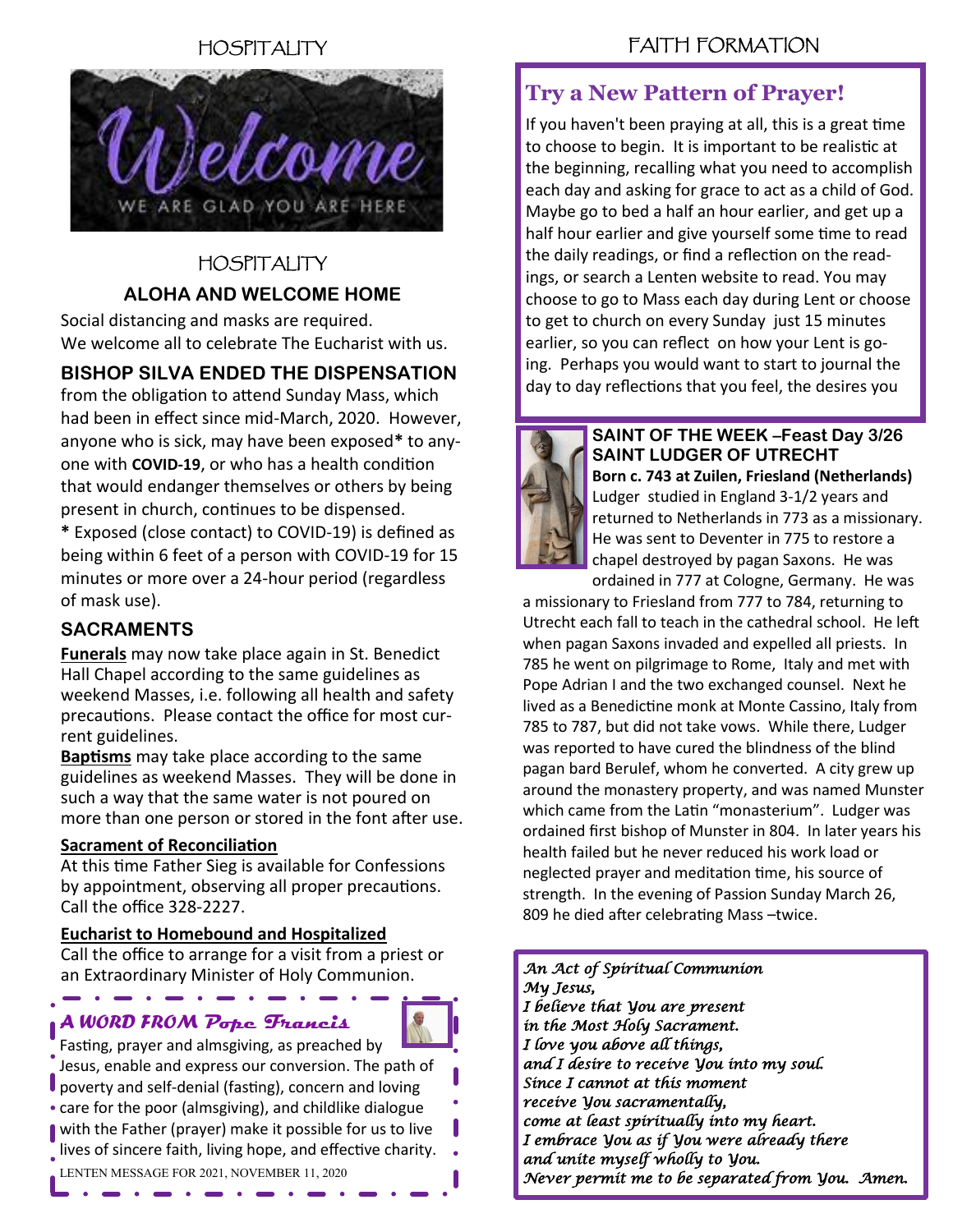## HOSPITALITY

Welcome

WE ARE GLAD YOU ARE HERE

## HOSPITALITY

### ALOHA AND WELCOME HOME

Social distancing and masks are required.
We welcome all to celebrate The Eucharist with us.

### BISHOP SILVA ENDED THE DISPENSATION

from the obligation to attend Sunday Mass, which had been in effect since mid-March, 2020. However, anyone who is sick, may have been exposed* to anyone with **COVID-19**, or who has a health condition that would endanger themselves or others by being present in church, continues to be dispensed.

\* Exposed (close contact) to COVID-19) is defined as being within 6 feet of a person with COVID-19 for 15 minutes or more over a 24-hour period (regardless of mask use).

### SACRAMENTS

**Funerals** may now take place again in St. Benedict Hall Chapel according to the same guidelines as weekend Masses, i.e. following all health and safety precautions. Please contact the office for most current guidelines.

**Baptisms** may take place according to the same guidelines as weekend Masses. They will be done in such a way that the same water is not poured on more than one person or stored in the font after use.

**Sacrament of Reconciliation**

At this time Father Sieg is available for Confessions by appointment, observing all proper precautions. Call the office 328-2227.

**Eucharist to Homebound and Hospitalized**

Call the office to arrange for a visit from a priest or an Extraordinary Minister of Holy Communion.

### *A WORD FROM Pope Francis*

Fasting, prayer and almsgiving, as preached by Jesus, enable and express our conversion. The path of poverty and self-denial (fasting), concern and loving care for the poor (almsgiving), and childlike dialogue with the Father (prayer) make it possible for us to live lives of sincere faith, living hope, and effective charity.

LENTEN MESSAGE FOR 2021, NOVEMBER 11, 2020

## FAITH FORMATION

### Try a New Pattern of Prayer!

If you haven't been praying at all, this is a great time to choose to begin. It is important to be realistic at the beginning, recalling what you need to accomplish each day and asking for grace to act as a child of God. Maybe go to bed a half an hour earlier, and get up a half hour earlier and give yourself some time to read the daily readings, or find a reflection on the readings, or search a Lenten website to read. You may choose to go to Mass each day during Lent or choose to get to church on every Sunday just 15 minutes earlier, so you can reflect on how your Lent is going. Perhaps you would want to start to journal the day to day reflections that you feel, the desires you

### SAINT OF THE WEEK –Feast Day 3/26
### SAINT LUDGER OF UTRECHT

**Born c. 743 at Zuilen, Friesland (Netherlands)**

Ludger studied in England 3-1/2 years and returned to Netherlands in 773 as a missionary. He was sent to Deventer in 775 to restore a chapel destroyed by pagan Saxons. He was ordained in 777 at Cologne, Germany. He was a missionary to Friesland from 777 to 784, returning to Utrecht each fall to teach in the cathedral school. He left when pagan Saxons invaded and expelled all priests. In 785 he went on pilgrimage to Rome, Italy and met with Pope Adrian I and the two exchanged counsel. Next he lived as a Benedictine monk at Monte Cassino, Italy from 785 to 787, but did not take vows. While there, Ludger was reported to have cured the blindness of the blind pagan bard Berulef, whom he converted. A city grew up around the monastery property, and was named Munster which came from the Latin "monasterium". Ludger was ordained first bishop of Munster in 804. In later years his health failed but he never reduced his work load or neglected prayer and meditation time, his source of strength. In the evening of Passion Sunday March 26, 809 he died after celebrating Mass –twice.

*An Act of Spiritual Communion*
*My Jesus,*
*I believe that You are present*
*in the Most Holy Sacrament.*
*I love you above all things,*
*and I desire to receive You into my soul.*
*Since I cannot at this moment*
*receive You sacramentally,*
*come at least spiritually into my heart.*
*I embrace You as if You were already there*
*and unite myself wholly to You.*
*Never permit me to be separated from You. Amen.*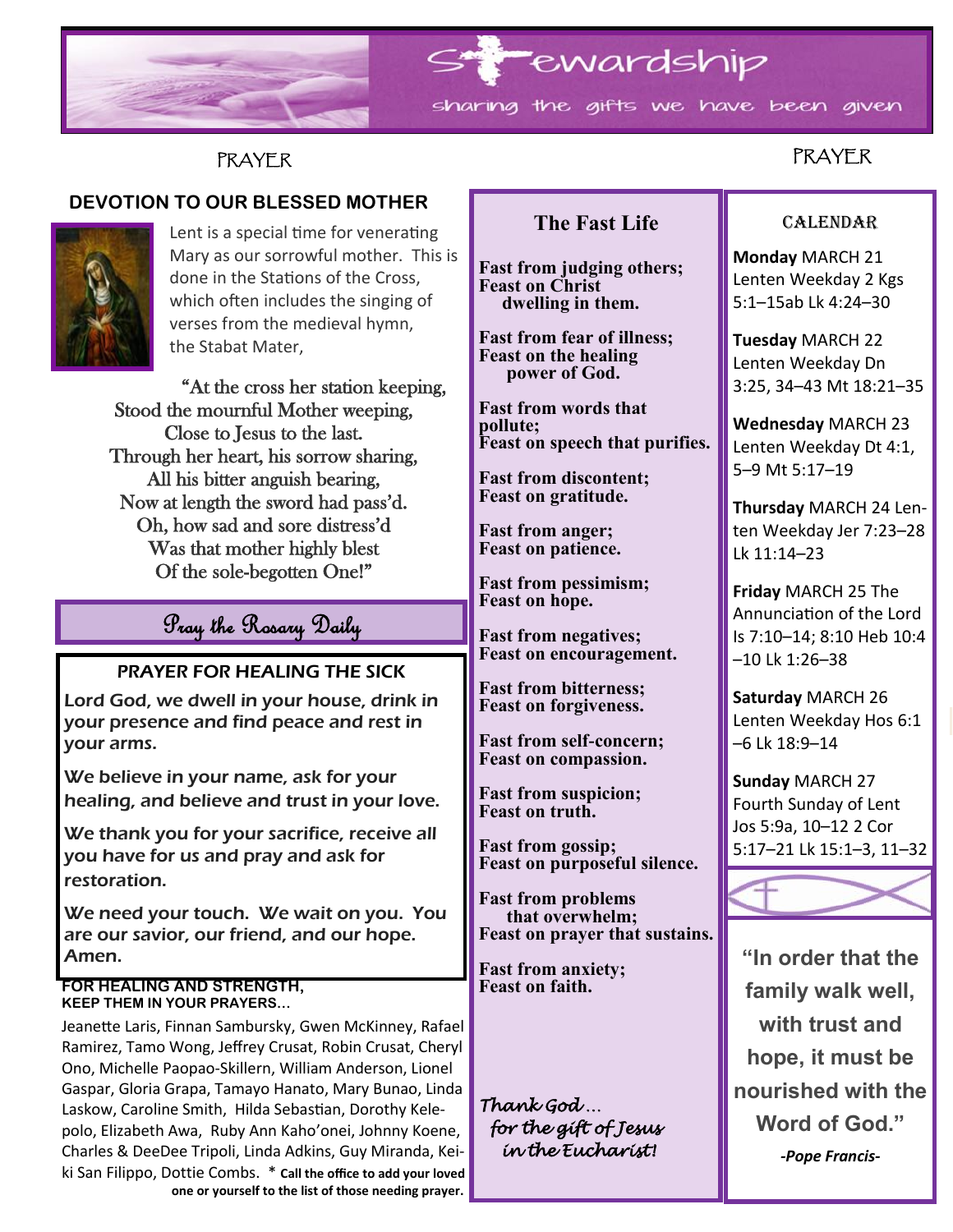# Stewardship

sharing the gifts we have been given

PRAYER

## DEVOTION TO OUR BLESSED MOTHER

Lent is a special time for venerating Mary as our sorrowful mother. This is done in the Stations of the Cross, which often includes the singing of verses from the medieval hymn, the Stabat Mater,

"At the cross her station keeping,
Stood the mournful Mother weeping,
Close to Jesus to the last.
Through her heart, his sorrow sharing,
All his bitter anguish bearing,
Now at length the sword had pass'd.
Oh, how sad and sore distress'd
Was that mother highly blest
Of the sole-begotten One!"

## Pray the Rosary Daily

### PRAYER FOR HEALING THE SICK

Lord God, we dwell in your house, drink in your presence and find peace and rest in your arms.

We believe in your name, ask for your healing, and believe and trust in your love.

We thank you for your sacrifice, receive all you have for us and pray and ask for restoration.

We need your touch. We wait on you. You are our savior, our friend, and our hope. Amen.

**FOR HEALING AND STRENGTH, KEEP THEM IN YOUR PRAYERS…**

Jeanette Laris, Finnan Sambursky, Gwen McKinney, Rafael Ramirez, Tamo Wong, Jeffrey Crusat, Robin Crusat, Cheryl Ono, Michelle Paopao-Skillern, William Anderson, Lionel Gaspar, Gloria Grapa, Tamayo Hanato, Mary Bunao, Linda Laskow, Caroline Smith, Hilda Sebastian, Dorothy Kelepolo, Elizabeth Awa, Ruby Ann Kaho'onei, Johnny Koene, Charles & DeeDee Tripoli, Linda Adkins, Guy Miranda, Keiki San Filippo, Dottie Combs. * **Call the office to add your loved one or yourself to the list of those needing prayer.**

## The Fast Life

**Fast from judging others;
Feast on Christ dwelling in them.**

**Fast from fear of illness;
Feast on the healing power of God.**

**Fast from words that pollute;
Feast on speech that purifies.**

**Fast from discontent;
Feast on gratitude.**

**Fast from anger;
Feast on patience.**

**Fast from pessimism;
Feast on hope.**

**Fast from negatives;
Feast on encouragement.**

**Fast from bitterness;
Feast on forgiveness.**

**Fast from self-concern;
Feast on compassion.**

**Fast from suspicion;
Feast on truth.**

**Fast from gossip;
Feast on purposeful silence.**

**Fast from problems that overwhelm;
Feast on prayer that sustains.**

**Fast from anxiety;
Feast on faith.**

*Thank God… for the gift of Jesus in the Eucharist!*

PRAYER

## CALENDAR

**Monday** MARCH 21 Lenten Weekday 2 Kgs 5:1–15ab Lk 4:24–30

**Tuesday** MARCH 22 Lenten Weekday Dn 3:25, 34–43 Mt 18:21–35

**Wednesday** MARCH 23 Lenten Weekday Dt 4:1, 5–9 Mt 5:17–19

**Thursday** MARCH 24 Lenten Weekday Jer 7:23–28 Lk 11:14–23

**Friday** MARCH 25 The Annunciation of the Lord Is 7:10–14; 8:10 Heb 10:4–10 Lk 1:26–38

**Saturday** MARCH 26 Lenten Weekday Hos 6:1–6 Lk 18:9–14

**Sunday** MARCH 27 Fourth Sunday of Lent Jos 5:9a, 10–12 2 Cor 5:17–21 Lk 15:1–3, 11–32

**"In order that the family walk well, with trust and hope, it must be nourished with the Word of God."**

***-Pope Francis-***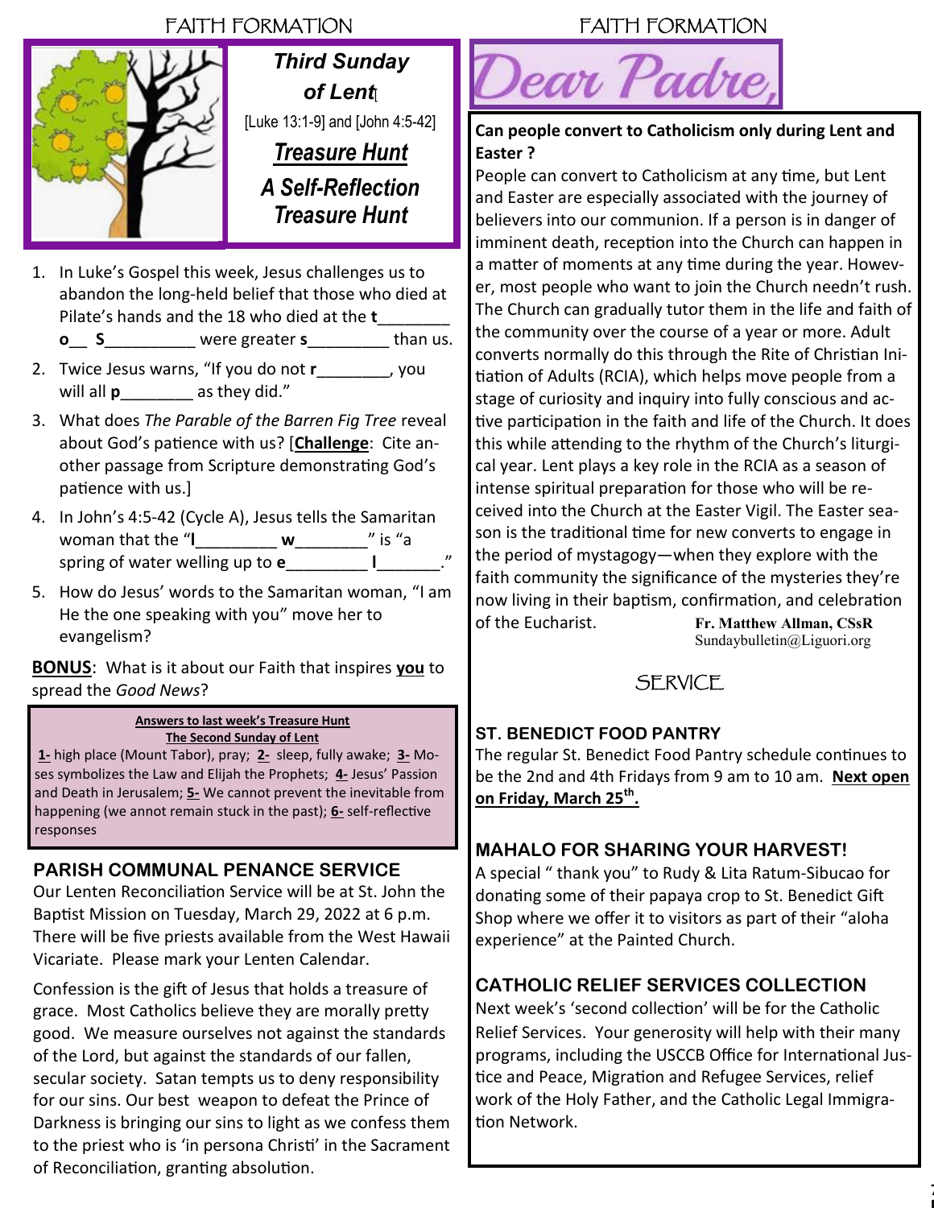FAITH FORMATION

***Third Sunday of Lent***

[Luke 13:1-9] and [John 4:5-42]

## ***Treasure Hunt***

## ***A Self-Reflection Treasure Hunt***

1. In Luke's Gospel this week, Jesus challenges us to abandon the long-held belief that those who died at Pilate's hands and the 18 who died at the **t**________ **o**__ **S**__________ were greater **s**_________ than us.
2. Twice Jesus warns, "If you do not **r**________, you will all **p**________ as they did."
3. What does *The Parable of the Barren Fig Tree* reveal about God's patience with us? [**Challenge**: Cite another passage from Scripture demonstrating God's patience with us.]
4. In John's 4:5-42 (Cycle A), Jesus tells the Samaritan woman that the "**l**_________ **w**________" is "a spring of water welling up to **e**_________ **l**_______."
5. How do Jesus' words to the Samaritan woman, "I am He the one speaking with you" move her to evangelism?

**BONUS**: What is it about our Faith that inspires **you** to spread the *Good News*?

**Answers to last week's Treasure Hunt**
**The Second Sunday of Lent**

**1-** high place (Mount Tabor), pray; **2-** sleep, fully awake; **3-** Moses symbolizes the Law and Elijah the Prophets; **4-** Jesus' Passion and Death in Jerusalem; **5-** We cannot prevent the inevitable from happening (we annot remain stuck in the past); **6-** self-reflective responses

### PARISH COMMUNAL PENANCE SERVICE

Our Lenten Reconciliation Service will be at St. John the Baptist Mission on Tuesday, March 29, 2022 at 6 p.m. There will be five priests available from the West Hawaii Vicariate. Please mark your Lenten Calendar.

Confession is the gift of Jesus that holds a treasure of grace. Most Catholics believe they are morally pretty good. We measure ourselves not against the standards of the Lord, but against the standards of our fallen, secular society. Satan tempts us to deny responsibility for our sins. Our best weapon to defeat the Prince of Darkness is bringing our sins to light as we confess them to the priest who is 'in persona Christi' in the Sacrament of Reconciliation, granting absolution.

FAITH FORMATION

## Dear Padre,

**Can people convert to Catholicism only during Lent and Easter ?**

People can convert to Catholicism at any time, but Lent and Easter are especially associated with the journey of believers into our communion. If a person is in danger of imminent death, reception into the Church can happen in a matter of moments at any time during the year. However, most people who want to join the Church needn't rush. The Church can gradually tutor them in the life and faith of the community over the course of a year or more. Adult converts normally do this through the Rite of Christian Initiation of Adults (RCIA), which helps move people from a stage of curiosity and inquiry into fully conscious and active participation in the faith and life of the Church. It does this while attending to the rhythm of the Church's liturgical year. Lent plays a key role in the RCIA as a season of intense spiritual preparation for those who will be received into the Church at the Easter Vigil. The Easter season is the traditional time for new converts to engage in the period of mystagogy—when they explore with the faith community the significance of the mysteries they're now living in their baptism, confirmation, and celebration of the Eucharist.

**Fr. Matthew Allman, CSsR**
Sundaybulletin@Liguori.org

SERVICE

### ST. BENEDICT FOOD PANTRY

The regular St. Benedict Food Pantry schedule continues to be the 2nd and 4th Fridays from 9 am to 10 am. **Next open on Friday, March 25th.**

### MAHALO FOR SHARING YOUR HARVEST!

A special " thank you" to Rudy & Lita Ratum-Sibucao for donating some of their papaya crop to St. Benedict Gift Shop where we offer it to visitors as part of their "aloha experience" at the Painted Church.

### CATHOLIC RELIEF SERVICES COLLECTION

Next week's 'second collection' will be for the Catholic Relief Services. Your generosity will help with their many programs, including the USCCB Office for International Justice and Peace, Migration and Refugee Services, relief work of the Holy Father, and the Catholic Legal Immigration Network.